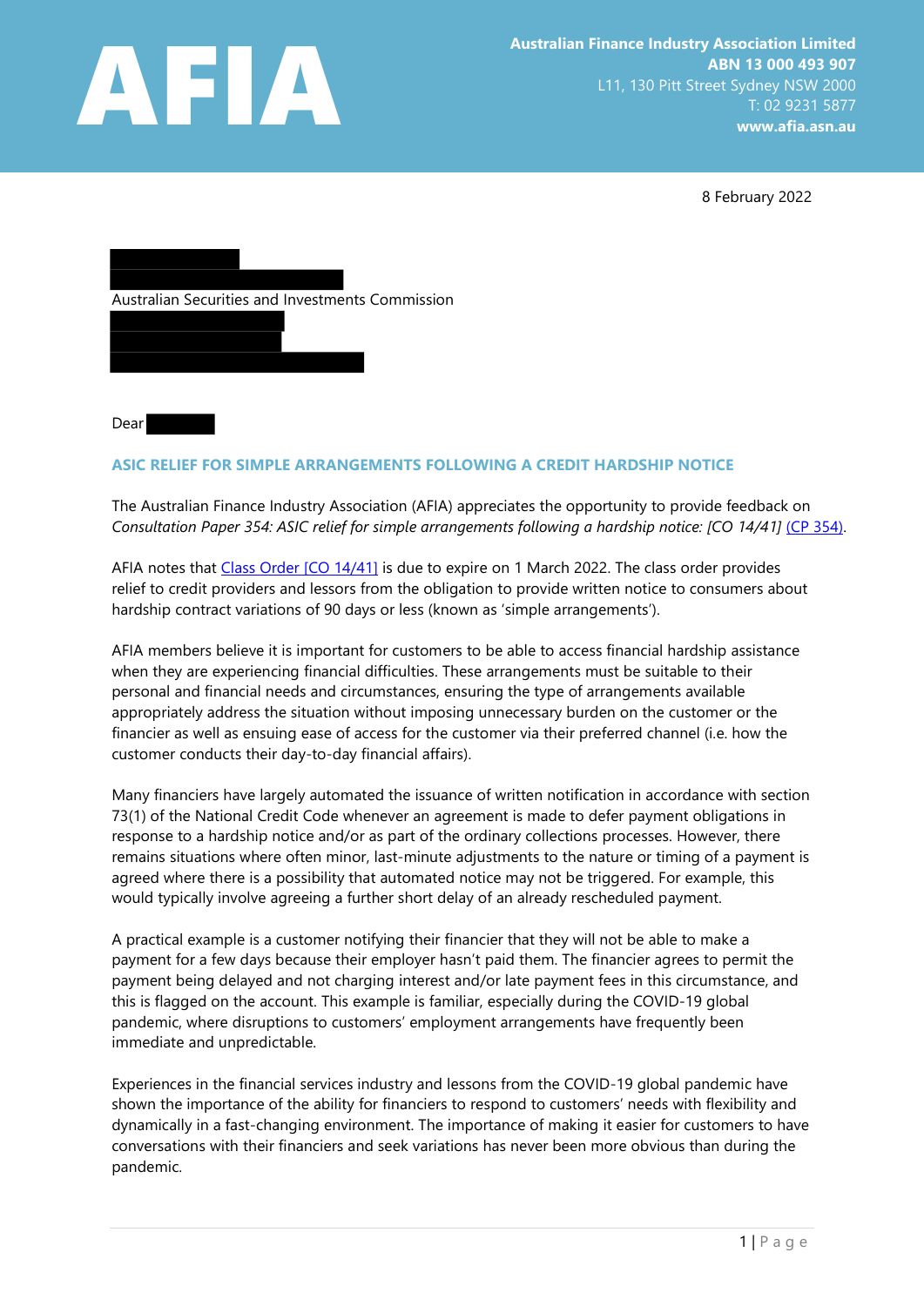**AFIA**

**Australian Finance Industry Association Limited**
**ABN 13 000 493 907**
L11, 130 Pitt Street Sydney NSW 2000
T: 02 9231 5877
**www.afia.asn.au**

8 February 2022

Australian Securities and Investments Commission

Dear

## ASIC RELIEF FOR SIMPLE ARRANGEMENTS FOLLOWING A CREDIT HARDSHIP NOTICE

The Australian Finance Industry Association (AFIA) appreciates the opportunity to provide feedback on *Consultation Paper 354: ASIC relief for simple arrangements following a hardship notice: [CO 14/41]* (CP 354).

AFIA notes that Class Order [CO 14/41] is due to expire on 1 March 2022. The class order provides relief to credit providers and lessors from the obligation to provide written notice to consumers about hardship contract variations of 90 days or less (known as 'simple arrangements').

AFIA members believe it is important for customers to be able to access financial hardship assistance when they are experiencing financial difficulties. These arrangements must be suitable to their personal and financial needs and circumstances, ensuring the type of arrangements available appropriately address the situation without imposing unnecessary burden on the customer or the financier as well as ensuing ease of access for the customer via their preferred channel (i.e. how the customer conducts their day-to-day financial affairs).

Many financiers have largely automated the issuance of written notification in accordance with section 73(1) of the National Credit Code whenever an agreement is made to defer payment obligations in response to a hardship notice and/or as part of the ordinary collections processes. However, there remains situations where often minor, last-minute adjustments to the nature or timing of a payment is agreed where there is a possibility that automated notice may not be triggered. For example, this would typically involve agreeing a further short delay of an already rescheduled payment.

A practical example is a customer notifying their financier that they will not be able to make a payment for a few days because their employer hasn't paid them. The financier agrees to permit the payment being delayed and not charging interest and/or late payment fees in this circumstance, and this is flagged on the account. This example is familiar, especially during the COVID-19 global pandemic, where disruptions to customers' employment arrangements have frequently been immediate and unpredictable.

Experiences in the financial services industry and lessons from the COVID-19 global pandemic have shown the importance of the ability for financiers to respond to customers' needs with flexibility and dynamically in a fast-changing environment. The importance of making it easier for customers to have conversations with their financiers and seek variations has never been more obvious than during the pandemic.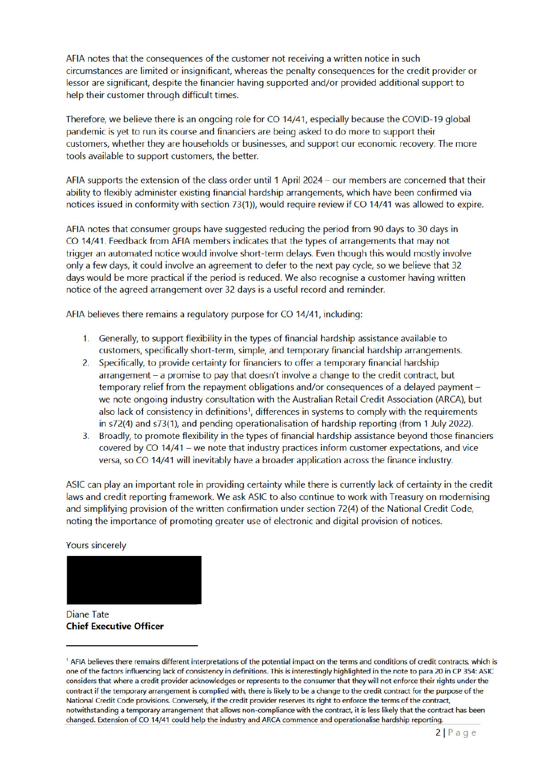AFIA notes that the consequences of the customer not receiving a written notice in such circumstances are limited or insignificant, whereas the penalty consequences for the credit provider or lessor are significant, despite the financier having supported and/or provided additional support to help their customer through difficult times.

Therefore, we believe there is an ongoing role for CO 14/41, especially because the COVID-19 global pandemic is yet to run its course and financiers are being asked to do more to support their customers, whether they are households or businesses, and support our economic recovery. The more tools available to support customers, the better.

AFIA supports the extension of the class order until 1 April 2024 – our members are concerned that their ability to flexibly administer existing financial hardship arrangements, which have been confirmed via notices issued in conformity with section 73(1)), would require review if CO 14/41 was allowed to expire.

AFIA notes that consumer groups have suggested reducing the period from 90 days to 30 days in CO 14/41. Feedback from AFIA members indicates that the types of arrangements that may not trigger an automated notice would involve short-term delays. Even though this would mostly involve only a few days, it could involve an agreement to defer to the next pay cycle, so we believe that 32 days would be more practical if the period is reduced. We also recognise a customer having written notice of the agreed arrangement over 32 days is a useful record and reminder.

AFIA believes there remains a regulatory purpose for CO 14/41, including:

1. Generally, to support flexibility in the types of financial hardship assistance available to customers, specifically short-term, simple, and temporary financial hardship arrangements.
2. Specifically, to provide certainty for financiers to offer a temporary financial hardship arrangement – a promise to pay that doesn't involve a change to the credit contract, but temporary relief from the repayment obligations and/or consequences of a delayed payment – we note ongoing industry consultation with the Australian Retail Credit Association (ARCA), but also lack of consistency in definitions[1], differences in systems to comply with the requirements in s72(4) and s73(1), and pending operationalisation of hardship reporting (from 1 July 2022).
3. Broadly, to promote flexibility in the types of financial hardship assistance beyond those financiers covered by CO 14/41 – we note that industry practices inform customer expectations, and vice versa, so CO 14/41 will inevitably have a broader application across the finance industry.

ASIC can play an important role in providing certainty while there is currently lack of certainty in the credit laws and credit reporting framework. We ask ASIC to also continue to work with Treasury on modernising and simplifying provision of the written confirmation under section 72(4) of the National Credit Code, noting the importance of promoting greater use of electronic and digital provision of notices.

Yours sincerely

Diane Tate
**Chief Executive Officer**

---

[1] AFIA believes there remains different interpretations of the potential impact on the terms and conditions of credit contracts, which is one of the factors influencing lack of consistency in definitions. This is interestingly highlighted in the note to para 20 in CP 354: ASIC considers that where a credit provider acknowledges or represents to the consumer that they will not enforce their rights under the contract if the temporary arrangement is complied with, there is likely to be a change to the credit contract for the purpose of the National Credit Code provisions. Conversely, if the credit provider reserves its right to enforce the terms of the contract, notwithstanding a temporary arrangement that allows non-compliance with the contract, it is less likely that the contract has been changed. Extension of CO 14/41 could help the industry and ARCA commence and operationalise hardship reporting.